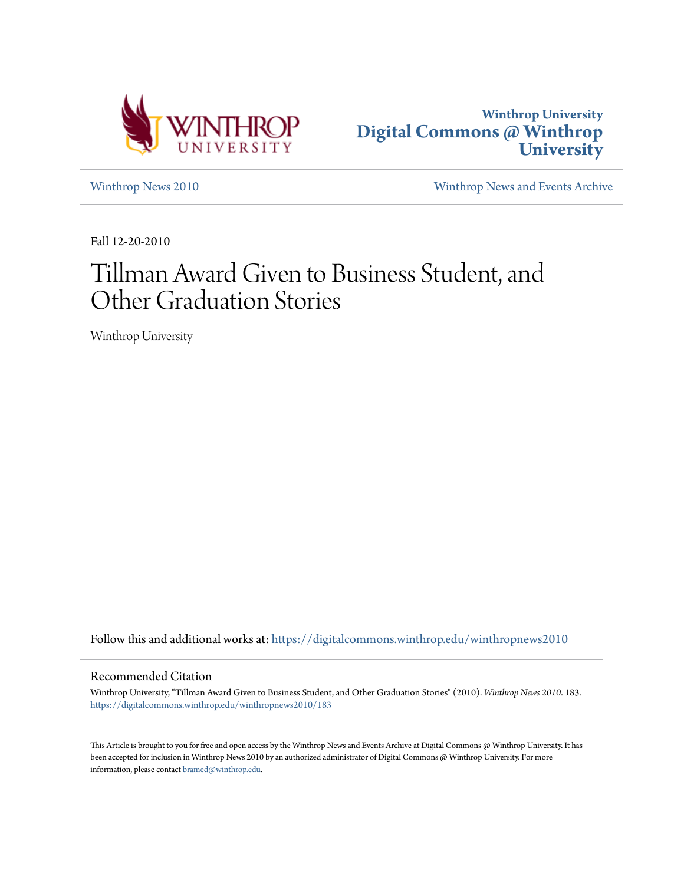Winthrop University
Digital Commons @ Winthrop University

Winthrop News 2010 | Winthrop News and Events Archive

Fall 12-20-2010

# Tillman Award Given to Business Student, and Other Graduation Stories

Winthrop University

Follow this and additional works at: https://digitalcommons.winthrop.edu/winthropnews2010

## Recommended Citation

Winthrop University, "Tillman Award Given to Business Student, and Other Graduation Stories" (2010). *Winthrop News 2010*. 183.
https://digitalcommons.winthrop.edu/winthropnews2010/183

This Article is brought to you for free and open access by the Winthrop News and Events Archive at Digital Commons @ Winthrop University. It has been accepted for inclusion in Winthrop News 2010 by an authorized administrator of Digital Commons @ Winthrop University. For more information, please contact bramed@winthrop.edu.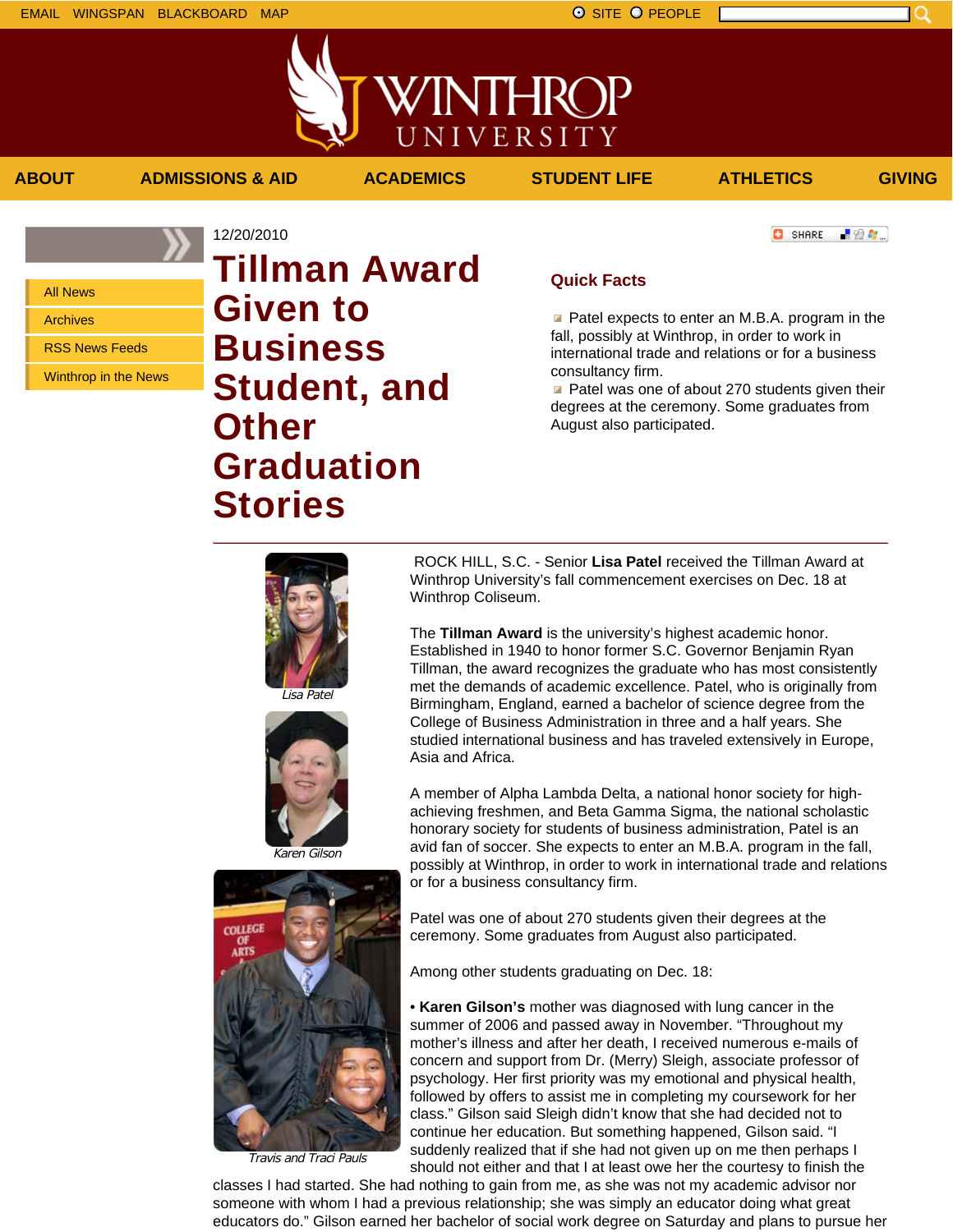EMAIL WINGSPAN BLACKBOARD MAP ⦿ SITE ○ PEOPLE

ABOUT | ADMISSIONS & AID | ACADEMICS | STUDENT LIFE | ATHLETICS | GIVING

- All News
- Archives
- RSS News Feeds
- Winthrop in the News

12/20/2010

# Tillman Award Given to Business Student, and Other Graduation Stories

## Quick Facts

- Patel expects to enter an M.B.A. program in the fall, possibly at Winthrop, in order to work in international trade and relations or for a business consultancy firm.
- Patel was one of about 270 students given their degrees at the ceremony. Some graduates from August also participated.

*Lisa Patel*

*Karen Gilson*

*Travis and Traci Pauls*

ROCK HILL, S.C. - Senior **Lisa Patel** received the Tillman Award at Winthrop University's fall commencement exercises on Dec. 18 at Winthrop Coliseum.

The **Tillman Award** is the university's highest academic honor. Established in 1940 to honor former S.C. Governor Benjamin Ryan Tillman, the award recognizes the graduate who has most consistently met the demands of academic excellence. Patel, who is originally from Birmingham, England, earned a bachelor of science degree from the College of Business Administration in three and a half years. She studied international business and has traveled extensively in Europe, Asia and Africa.

A member of Alpha Lambda Delta, a national honor society for high-achieving freshmen, and Beta Gamma Sigma, the national scholastic honorary society for students of business administration, Patel is an avid fan of soccer. She expects to enter an M.B.A. program in the fall, possibly at Winthrop, in order to work in international trade and relations or for a business consultancy firm.

Patel was one of about 270 students given their degrees at the ceremony. Some graduates from August also participated.

Among other students graduating on Dec. 18:

• **Karen Gilson's** mother was diagnosed with lung cancer in the summer of 2006 and passed away in November. "Throughout my mother's illness and after her death, I received numerous e-mails of concern and support from Dr. (Merry) Sleigh, associate professor of psychology. Her first priority was my emotional and physical health, followed by offers to assist me in completing my coursework for her class." Gilson said Sleigh didn't know that she had decided not to continue her education. But something happened, Gilson said. "I suddenly realized that if she had not given up on me then perhaps I should not either and that I at least owe her the courtesy to finish the classes I had started. She had nothing to gain from me, as she was not my academic advisor nor someone with whom I had a previous relationship; she was simply an educator doing what great educators do." Gilson earned her bachelor of social work degree on Saturday and plans to pursue her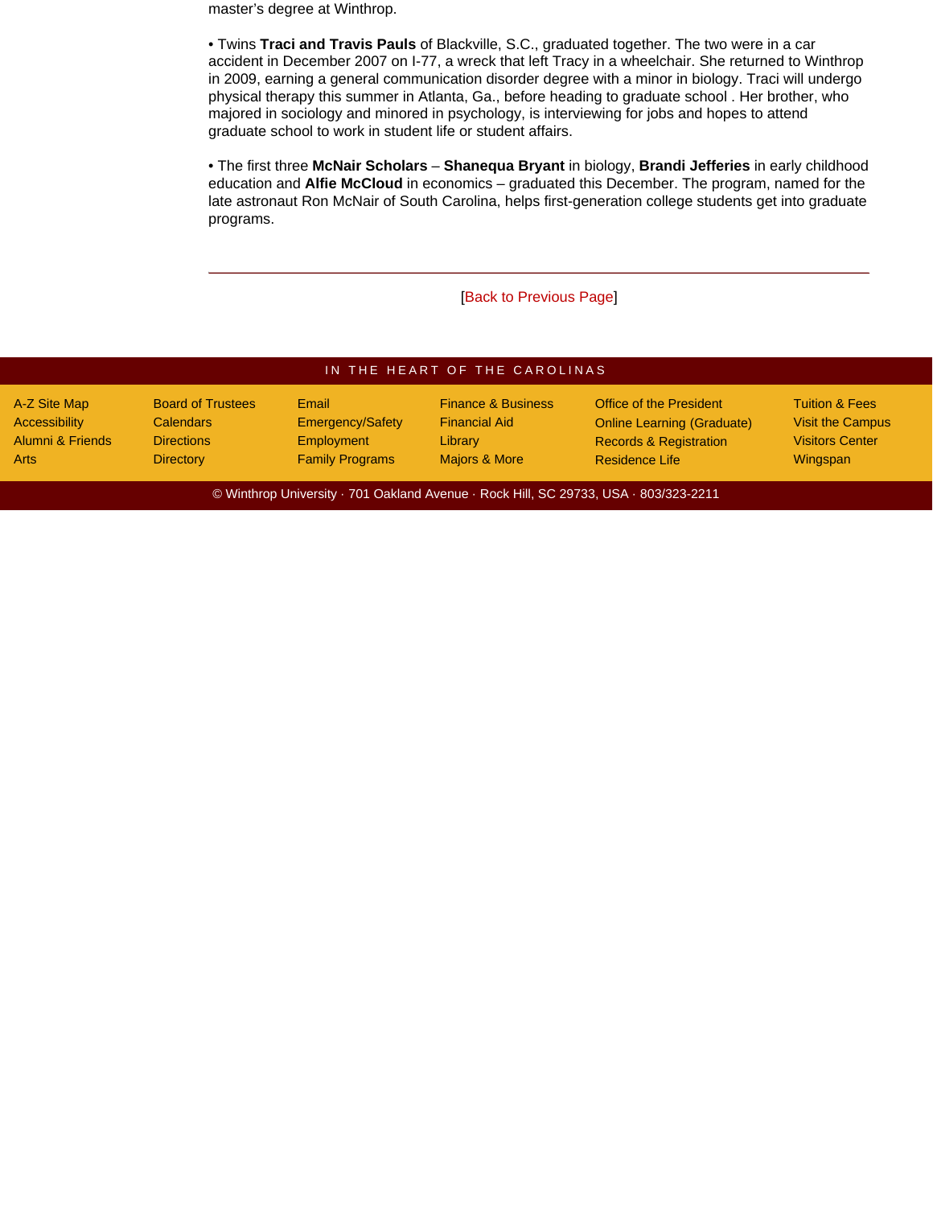master's degree at Winthrop.

• Twins **Traci and Travis Pauls** of Blackville, S.C., graduated together. The two were in a car accident in December 2007 on I-77, a wreck that left Tracy in a wheelchair. She returned to Winthrop in 2009, earning a general communication disorder degree with a minor in biology. Traci will undergo physical therapy this summer in Atlanta, Ga., before heading to graduate school . Her brother, who majored in sociology and minored in psychology, is interviewing for jobs and hopes to attend graduate school to work in student life or student affairs.

• The first three **McNair Scholars** – **Shanequa Bryant** in biology, **Brandi Jefferies** in early childhood education and **Alfie McCloud** in economics – graduated this December. The program, named for the late astronaut Ron McNair of South Carolina, helps first-generation college students get into graduate programs.

---

[Back to Previous Page]

IN THE HEART OF THE CAROLINAS

A-Z Site Map
Accessibility
Alumni & Friends
Arts
Board of Trustees
Calendars
Directions
Directory
Email
Emergency/Safety
Employment
Family Programs
Finance & Business
Financial Aid
Library
Majors & More
Office of the President
Online Learning (Graduate)
Records & Registration
Residence Life
Tuition & Fees
Visit the Campus
Visitors Center
Wingspan

© Winthrop University · 701 Oakland Avenue · Rock Hill, SC 29733, USA · 803/323-2211